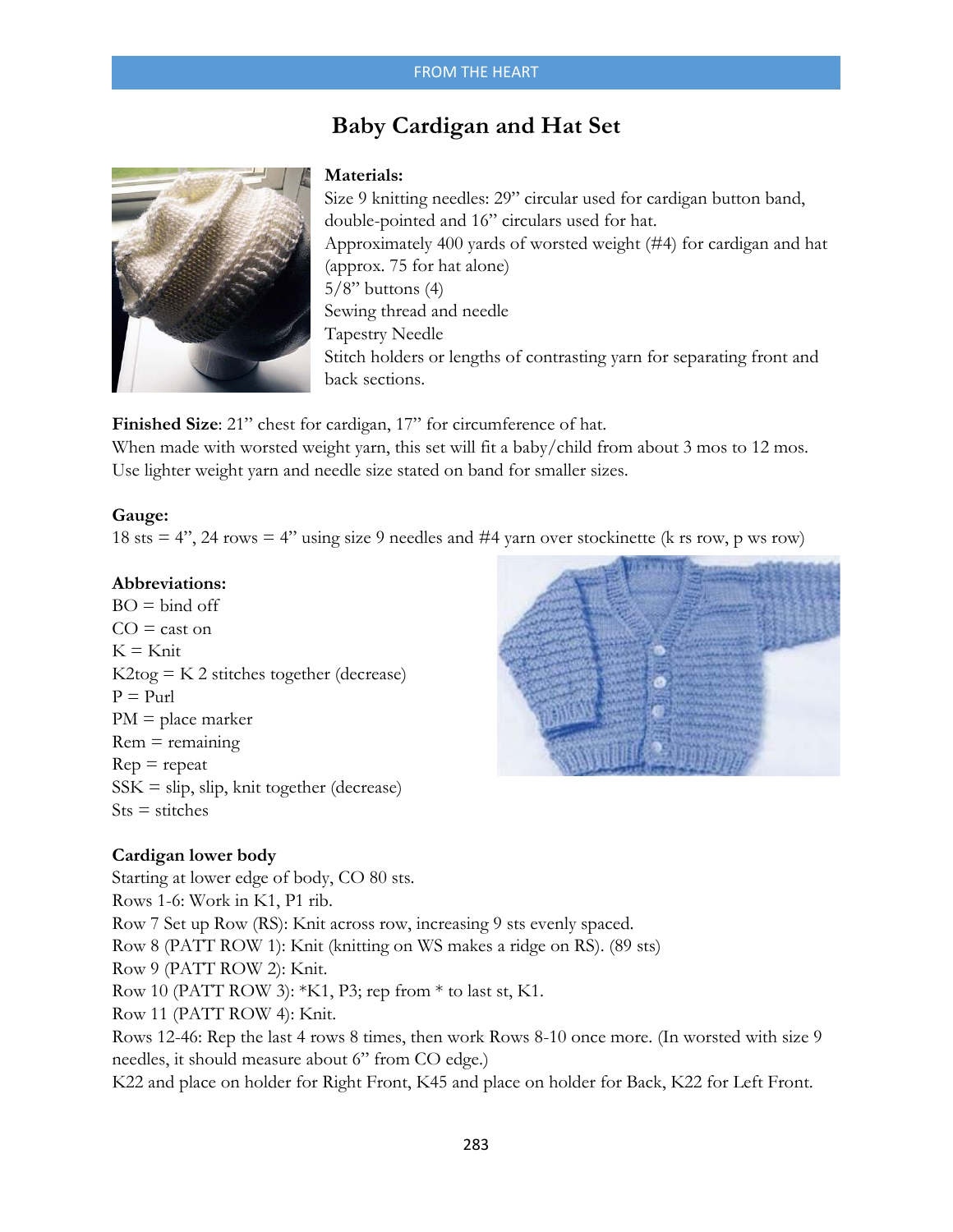# Baby Cardigan and Hat Set

**Materials:**

Size 9 knitting needles: 29" circular used for cardigan button band, double-pointed and 16" circulars used for hat.
Approximately 400 yards of worsted weight (#4) for cardigan and hat (approx. 75 for hat alone)
5/8" buttons (4)
Sewing thread and needle
Tapestry Needle
Stitch holders or lengths of contrasting yarn for separating front and back sections.

**Finished Size**: 21" chest for cardigan, 17" for circumference of hat.
When made with worsted weight yarn, this set will fit a baby/child from about 3 mos to 12 mos.
Use lighter weight yarn and needle size stated on band for smaller sizes.

**Gauge:**
18 sts = 4", 24 rows = 4" using size 9 needles and #4 yarn over stockinette (k rs row, p ws row)

**Abbreviations:**
BO = bind off
CO = cast on
K = Knit
K2tog = K 2 stitches together (decrease)
P = Purl
PM = place marker
Rem = remaining
Rep = repeat
SSK = slip, slip, knit together (decrease)
Sts = stitches

**Cardigan lower body**
Starting at lower edge of body, CO 80 sts.
Rows 1-6: Work in K1, P1 rib.
Row 7 Set up Row (RS): Knit across row, increasing 9 sts evenly spaced.
Row 8 (PATT ROW 1): Knit (knitting on WS makes a ridge on RS). (89 sts)
Row 9 (PATT ROW 2): Knit.
Row 10 (PATT ROW 3): *K1, P3; rep from * to last st, K1.
Row 11 (PATT ROW 4): Knit.
Rows 12-46: Rep the last 4 rows 8 times, then work Rows 8-10 once more. (In worsted with size 9 needles, it should measure about 6" from CO edge.)
K22 and place on holder for Right Front, K45 and place on holder for Back, K22 for Left Front.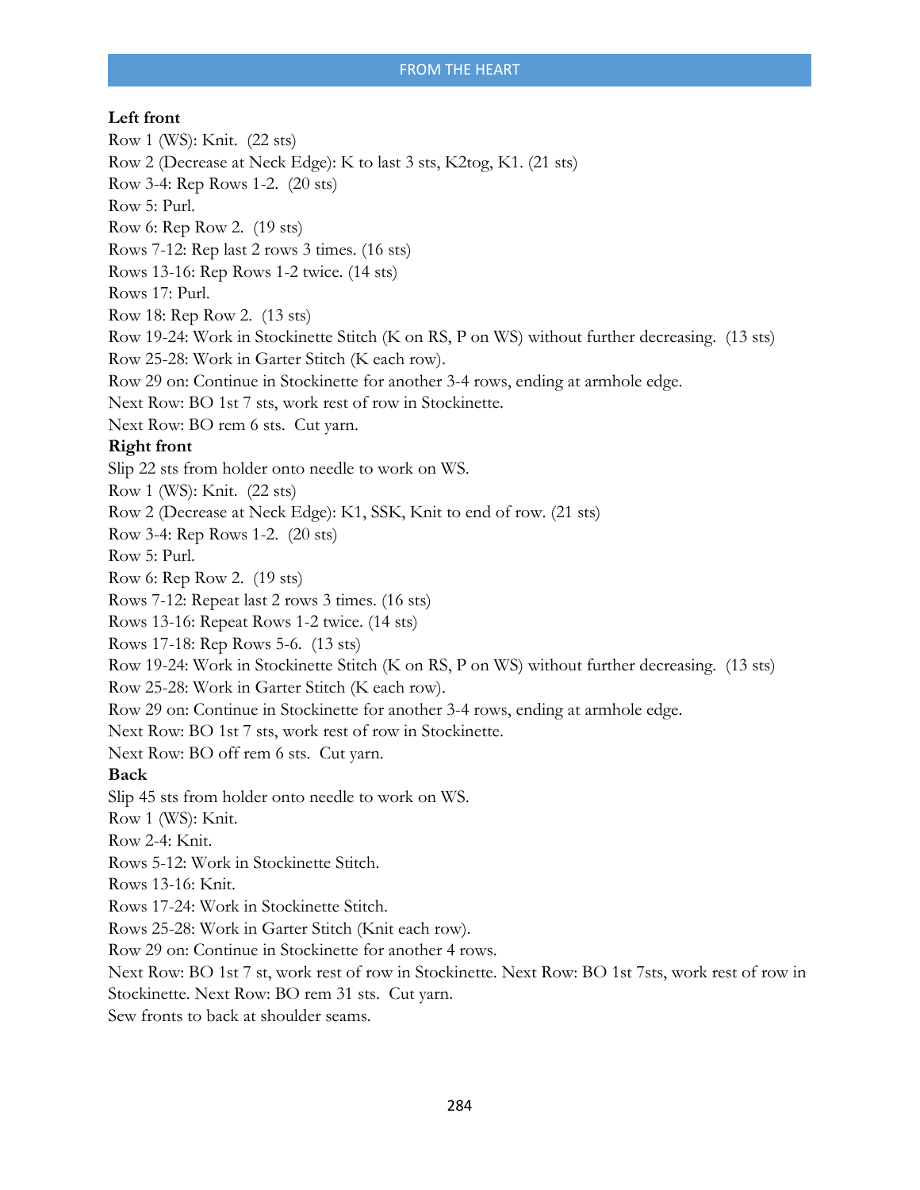**Left front**

Row 1 (WS): Knit. (22 sts)
Row 2 (Decrease at Neck Edge): K to last 3 sts, K2tog, K1. (21 sts)
Row 3-4: Rep Rows 1-2. (20 sts)
Row 5: Purl.
Row 6: Rep Row 2. (19 sts)
Rows 7-12: Rep last 2 rows 3 times. (16 sts)
Rows 13-16: Rep Rows 1-2 twice. (14 sts)
Rows 17: Purl.
Row 18: Rep Row 2. (13 sts)
Row 19-24: Work in Stockinette Stitch (K on RS, P on WS) without further decreasing. (13 sts)
Row 25-28: Work in Garter Stitch (K each row).
Row 29 on: Continue in Stockinette for another 3-4 rows, ending at armhole edge.
Next Row: BO 1st 7 sts, work rest of row in Stockinette.
Next Row: BO rem 6 sts. Cut yarn.

**Right front**

Slip 22 sts from holder onto needle to work on WS.
Row 1 (WS): Knit. (22 sts)
Row 2 (Decrease at Neck Edge): K1, SSK, Knit to end of row. (21 sts)
Row 3-4: Rep Rows 1-2. (20 sts)
Row 5: Purl.
Row 6: Rep Row 2. (19 sts)
Rows 7-12: Repeat last 2 rows 3 times. (16 sts)
Rows 13-16: Repeat Rows 1-2 twice. (14 sts)
Rows 17-18: Rep Rows 5-6. (13 sts)
Row 19-24: Work in Stockinette Stitch (K on RS, P on WS) without further decreasing. (13 sts)
Row 25-28: Work in Garter Stitch (K each row).
Row 29 on: Continue in Stockinette for another 3-4 rows, ending at armhole edge.
Next Row: BO 1st 7 sts, work rest of row in Stockinette.
Next Row: BO off rem 6 sts. Cut yarn.

**Back**

Slip 45 sts from holder onto needle to work on WS.
Row 1 (WS): Knit.
Row 2-4: Knit.
Rows 5-12: Work in Stockinette Stitch.
Rows 13-16: Knit.
Rows 17-24: Work in Stockinette Stitch.
Rows 25-28: Work in Garter Stitch (Knit each row).
Row 29 on: Continue in Stockinette for another 4 rows.
Next Row: BO 1st 7 st, work rest of row in Stockinette. Next Row: BO 1st 7sts, work rest of row in Stockinette. Next Row: BO rem 31 sts. Cut yarn.
Sew fronts to back at shoulder seams.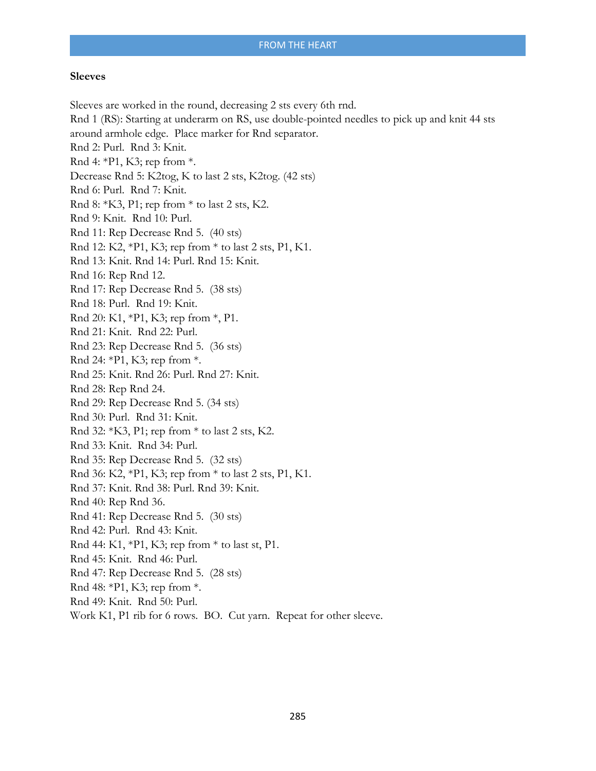**Sleeves**

Sleeves are worked in the round, decreasing 2 sts every 6th rnd.
Rnd 1 (RS): Starting at underarm on RS, use double-pointed needles to pick up and knit 44 sts around armhole edge. Place marker for Rnd separator.
Rnd 2: Purl. Rnd 3: Knit.
Rnd 4: *P1, K3; rep from *.
Decrease Rnd 5: K2tog, K to last 2 sts, K2tog. (42 sts)
Rnd 6: Purl. Rnd 7: Knit.
Rnd 8: *K3, P1; rep from * to last 2 sts, K2.
Rnd 9: Knit. Rnd 10: Purl.
Rnd 11: Rep Decrease Rnd 5. (40 sts)
Rnd 12: K2, *P1, K3; rep from * to last 2 sts, P1, K1.
Rnd 13: Knit. Rnd 14: Purl. Rnd 15: Knit.
Rnd 16: Rep Rnd 12.
Rnd 17: Rep Decrease Rnd 5. (38 sts)
Rnd 18: Purl. Rnd 19: Knit.
Rnd 20: K1, *P1, K3; rep from *, P1.
Rnd 21: Knit. Rnd 22: Purl.
Rnd 23: Rep Decrease Rnd 5. (36 sts)
Rnd 24: *P1, K3; rep from *.
Rnd 25: Knit. Rnd 26: Purl. Rnd 27: Knit.
Rnd 28: Rep Rnd 24.
Rnd 29: Rep Decrease Rnd 5. (34 sts)
Rnd 30: Purl. Rnd 31: Knit.
Rnd 32: *K3, P1; rep from * to last 2 sts, K2.
Rnd 33: Knit. Rnd 34: Purl.
Rnd 35: Rep Decrease Rnd 5. (32 sts)
Rnd 36: K2, *P1, K3; rep from * to last 2 sts, P1, K1.
Rnd 37: Knit. Rnd 38: Purl. Rnd 39: Knit.
Rnd 40: Rep Rnd 36.
Rnd 41: Rep Decrease Rnd 5. (30 sts)
Rnd 42: Purl. Rnd 43: Knit.
Rnd 44: K1, *P1, K3; rep from * to last st, P1.
Rnd 45: Knit. Rnd 46: Purl.
Rnd 47: Rep Decrease Rnd 5. (28 sts)
Rnd 48: *P1, K3; rep from *.
Rnd 49: Knit. Rnd 50: Purl.
Work K1, P1 rib for 6 rows. BO. Cut yarn. Repeat for other sleeve.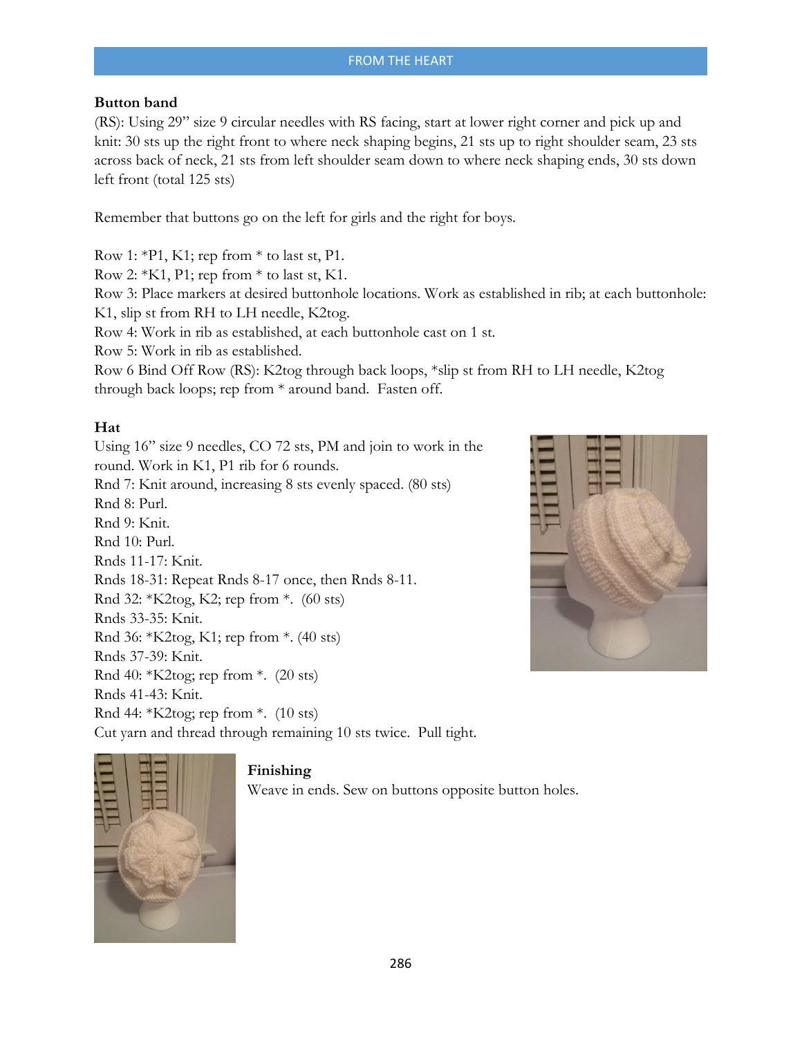**Button band**

(RS): Using 29" size 9 circular needles with RS facing, start at lower right corner and pick up and knit: 30 sts up the right front to where neck shaping begins, 21 sts up to right shoulder seam, 23 sts across back of neck, 21 sts from left shoulder seam down to where neck shaping ends, 30 sts down left front (total 125 sts)

Remember that buttons go on the left for girls and the right for boys.

Row 1: *P1, K1; rep from * to last st, P1.
Row 2: *K1, P1; rep from * to last st, K1.
Row 3: Place markers at desired buttonhole locations. Work as established in rib; at each buttonhole: K1, slip st from RH to LH needle, K2tog.
Row 4: Work in rib as established, at each buttonhole cast on 1 st.
Row 5: Work in rib as established.
Row 6 Bind Off Row (RS): K2tog through back loops, *slip st from RH to LH needle, K2tog through back loops; rep from * around band. Fasten off.

**Hat**

Using 16" size 9 needles, CO 72 sts, PM and join to work in the round. Work in K1, P1 rib for 6 rounds.
Rnd 7: Knit around, increasing 8 sts evenly spaced. (80 sts)
Rnd 8: Purl.
Rnd 9: Knit.
Rnd 10: Purl.
Rnds 11-17: Knit.
Rnds 18-31: Repeat Rnds 8-17 once, then Rnds 8-11.
Rnd 32: *K2tog, K2; rep from *. (60 sts)
Rnds 33-35: Knit.
Rnd 36: *K2tog, K1; rep from *. (40 sts)
Rnds 37-39: Knit.
Rnd 40: *K2tog; rep from *. (20 sts)
Rnds 41-43: Knit.
Rnd 44: *K2tog; rep from *. (10 sts)
Cut yarn and thread through remaining 10 sts twice. Pull tight.

**Finishing**

Weave in ends. Sew on buttons opposite button holes.